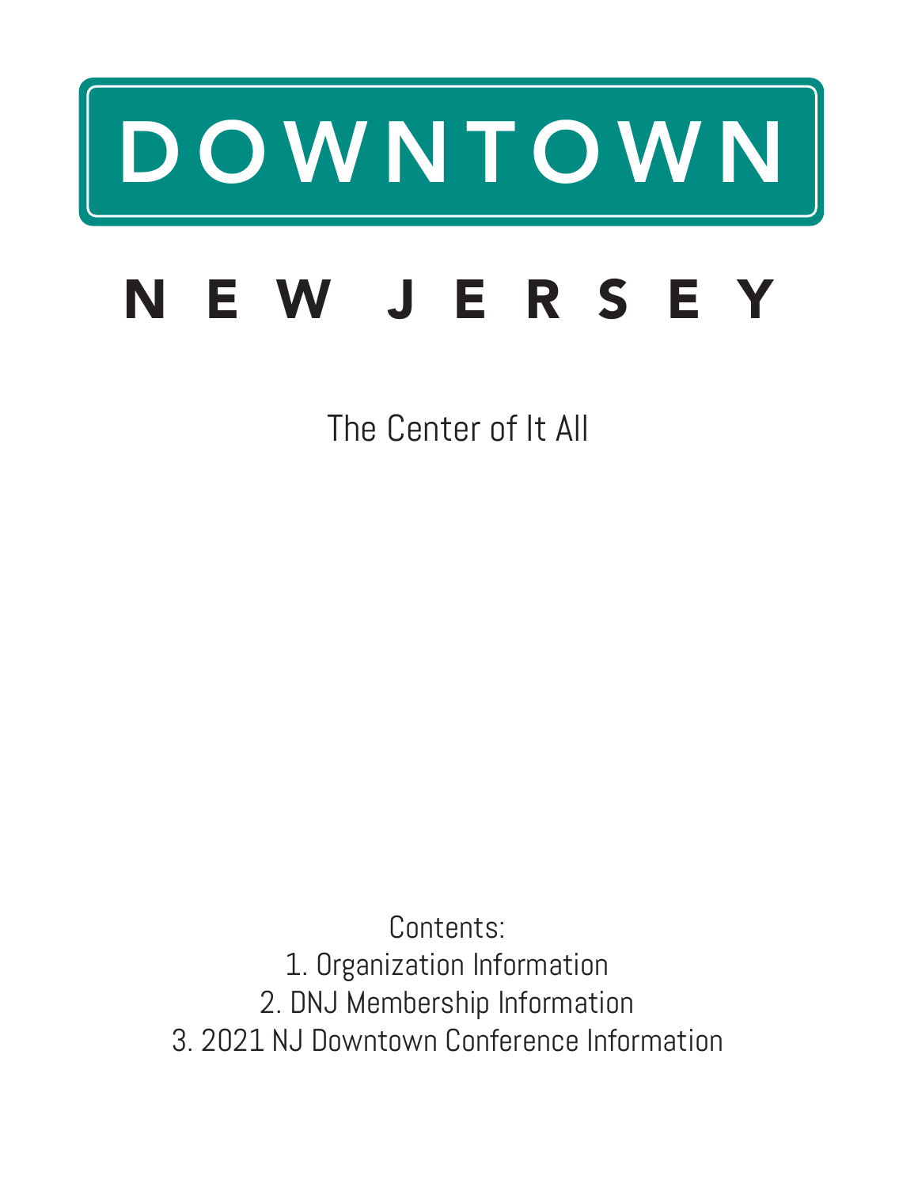# DOWNTOWN

# NEW JERSEY

The Center of It All

Contents:

1. Organization Information
2. DNJ Membership Information
3. 2021 NJ Downtown Conference Information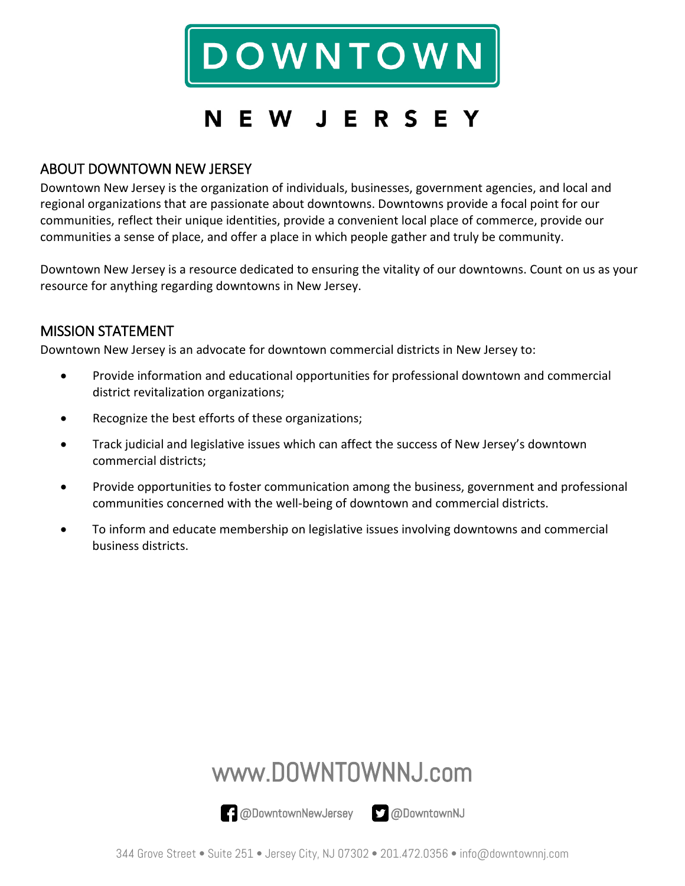# DOWNTOWN

# NEW JERSEY

## ABOUT DOWNTOWN NEW JERSEY

Downtown New Jersey is the organization of individuals, businesses, government agencies, and local and regional organizations that are passionate about downtowns. Downtowns provide a focal point for our communities, reflect their unique identities, provide a convenient local place of commerce, provide our communities a sense of place, and offer a place in which people gather and truly be community.

Downtown New Jersey is a resource dedicated to ensuring the vitality of our downtowns. Count on us as your resource for anything regarding downtowns in New Jersey.

## MISSION STATEMENT

Downtown New Jersey is an advocate for downtown commercial districts in New Jersey to:

- Provide information and educational opportunities for professional downtown and commercial district revitalization organizations;
- Recognize the best efforts of these organizations;
- Track judicial and legislative issues which can affect the success of New Jersey's downtown commercial districts;
- Provide opportunities to foster communication among the business, government and professional communities concerned with the well-being of downtown and commercial districts.
- To inform and educate membership on legislative issues involving downtowns and commercial business districts.

www.DOWNTOWNNJ.com

@DowntownNewJersey @DowntownNJ

344 Grove Street • Suite 251 • Jersey City, NJ 07302 • 201.472.0356 • info@downtownnj.com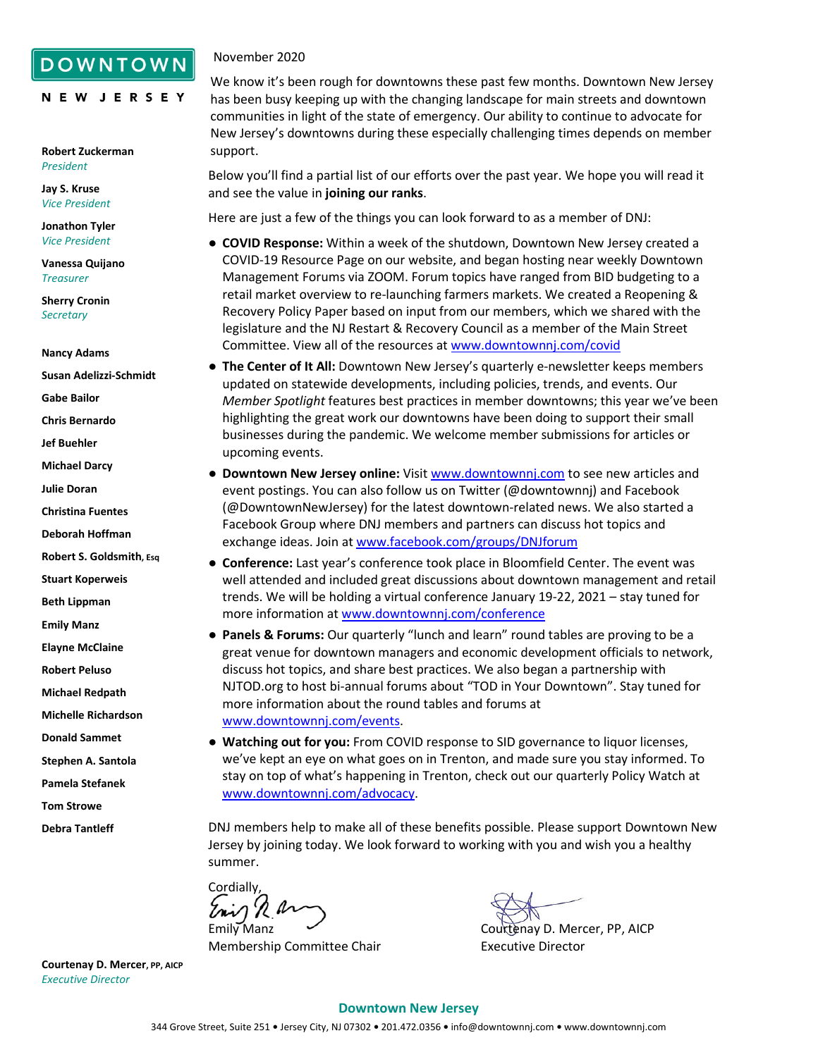**DOWNTOWN**

**NEW JERSEY**

**Robert Zuckerman**
*President*

**Jay S. Kruse**
*Vice President*

**Jonathon Tyler**
*Vice President*

**Vanessa Quijano**
*Treasurer*

**Sherry Cronin**
*Secretary*

**Nancy Adams**

**Susan Adelizzi-Schmidt**

**Gabe Bailor**

**Chris Bernardo**

**Jef Buehler**

**Michael Darcy**

**Julie Doran**

**Christina Fuentes**

**Deborah Hoffman**

**Robert S. Goldsmith, Esq**

**Stuart Koperweis**

**Beth Lippman**

**Emily Manz**

**Elayne McClaine**

**Robert Peluso**

**Michael Redpath**

**Michelle Richardson**

**Donald Sammet**

**Stephen A. Santola**

**Pamela Stefanek**

**Tom Strowe**

**Debra Tantleff**

**Courtenay D. Mercer, PP, AICP**
*Executive Director*

November 2020

We know it's been rough for downtowns these past few months. Downtown New Jersey has been busy keeping up with the changing landscape for main streets and downtown communities in light of the state of emergency. Our ability to continue to advocate for New Jersey's downtowns during these especially challenging times depends on member support.

Below you'll find a partial list of our efforts over the past year. We hope you will read it and see the value in **joining our ranks**.

Here are just a few of the things you can look forward to as a member of DNJ:

- **COVID Response:** Within a week of the shutdown, Downtown New Jersey created a COVID-19 Resource Page on our website, and began hosting near weekly Downtown Management Forums via ZOOM. Forum topics have ranged from BID budgeting to a retail market overview to re-launching farmers markets. We created a Reopening & Recovery Policy Paper based on input from our members, which we shared with the legislature and the NJ Restart & Recovery Council as a member of the Main Street Committee. View all of the resources at www.downtownnj.com/covid
- **The Center of It All:** Downtown New Jersey's quarterly e-newsletter keeps members updated on statewide developments, including policies, trends, and events. Our *Member Spotlight* features best practices in member downtowns; this year we've been highlighting the great work our downtowns have been doing to support their small businesses during the pandemic. We welcome member submissions for articles or upcoming events.
- **Downtown New Jersey online:** Visit www.downtownnj.com to see new articles and event postings. You can also follow us on Twitter (@downtownnj) and Facebook (@DowntownNewJersey) for the latest downtown-related news. We also started a Facebook Group where DNJ members and partners can discuss hot topics and exchange ideas. Join at www.facebook.com/groups/DNJforum
- **Conference:** Last year's conference took place in Bloomfield Center. The event was well attended and included great discussions about downtown management and retail trends. We will be holding a virtual conference January 19-22, 2021 – stay tuned for more information at www.downtownnj.com/conference
- **Panels & Forums:** Our quarterly "lunch and learn" round tables are proving to be a great venue for downtown managers and economic development officials to network, discuss hot topics, and share best practices. We also began a partnership with NJTOD.org to host bi-annual forums about "TOD in Your Downtown". Stay tuned for more information about the round tables and forums at www.downtownnj.com/events.
- **Watching out for you:** From COVID response to SID governance to liquor licenses, we've kept an eye on what goes on in Trenton, and made sure you stay informed. To stay on top of what's happening in Trenton, check out our quarterly Policy Watch at www.downtownnj.com/advocacy.

DNJ members help to make all of these benefits possible. Please support Downtown New Jersey by joining today. We look forward to working with you and wish you a healthy summer.

Cordially,

Emily Manz
Membership Committee Chair

Courtenay D. Mercer, PP, AICP
Executive Director

**Downtown New Jersey**

344 Grove Street, Suite 251 • Jersey City, NJ 07302 • 201.472.0356 • info@downtownnj.com • www.downtownnj.com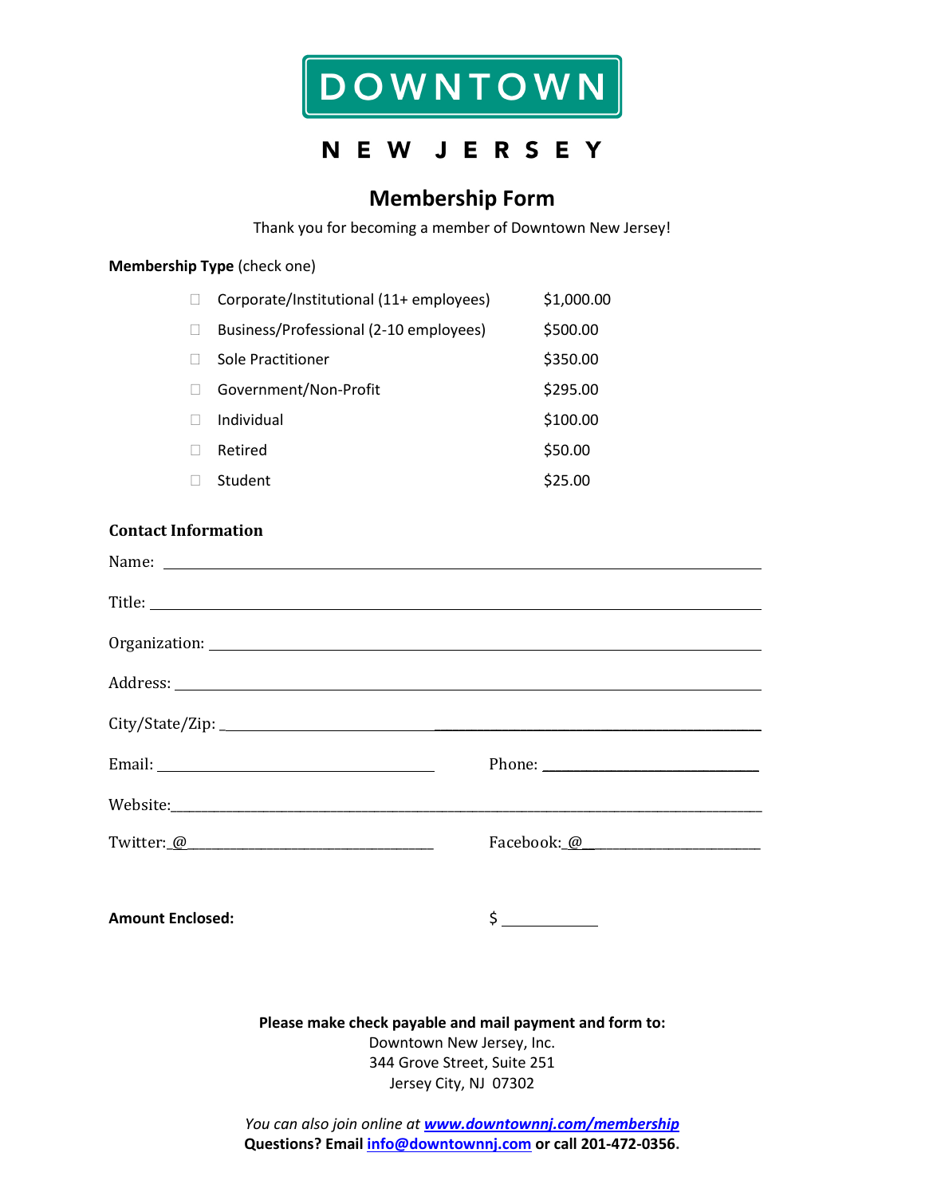# DOWNTOWN

## NEW JERSEY

## Membership Form

Thank you for becoming a member of Downtown New Jersey!

**Membership Type** (check one)

| | Membership Type | Amount |
|---|---|---|
| ☐ | Corporate/Institutional (11+ employees) | $1,000.00 |
| ☐ | Business/Professional (2-10 employees) | $500.00 |
| ☐ | Sole Practitioner | $350.00 |
| ☐ | Government/Non-Profit | $295.00 |
| ☐ | Individual | $100.00 |
| ☐ | Retired | $50.00 |
| ☐ | Student | $25.00 |

**Contact Information**

Name: ______________________________________________

Title: ______________________________________________

Organization: ______________________________________________

Address: ______________________________________________

City/State/Zip: ______________________________________________

Email: ____________________ Phone: ____________________

Website: ______________________________________________

Twitter: @____________________ Facebook: @____________________

**Amount Enclosed:** $ __________

**Please make check payable and mail payment and form to:**
Downtown New Jersey, Inc.
344 Grove Street, Suite 251
Jersey City, NJ 07302

*You can also join online at* ***www.downtownnj.com/membership***
**Questions? Email info@downtownnj.com or call 201-472-0356.**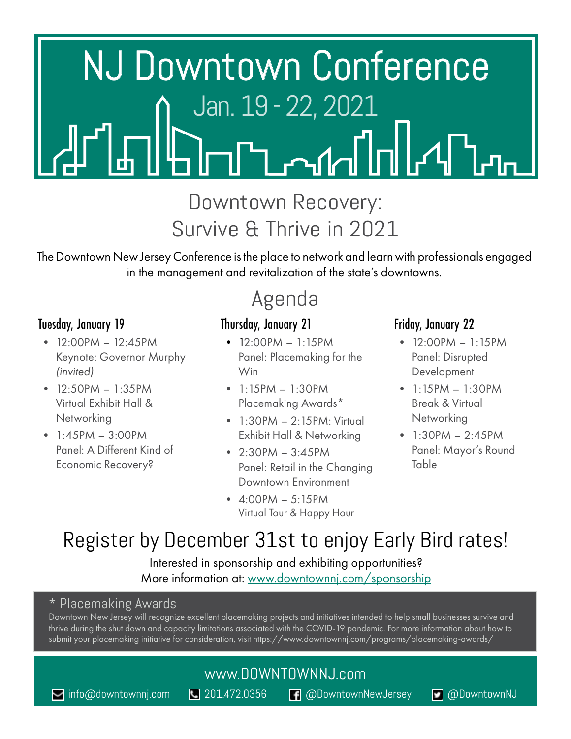# NJ Downtown Conference

Jan. 19 - 22, 2021

## Downtown Recovery: Survive & Thrive in 2021

The Downtown New Jersey Conference is the place to network and learn with professionals engaged in the management and revitalization of the state's downtowns.

## Agenda

### Tuesday, January 19

- 12:00PM – 12:45PM
  Keynote: Governor Murphy *(invited)*
- 12:50PM – 1:35PM
  Virtual Exhibit Hall & Networking
- 1:45PM – 3:00PM
  Panel: A Different Kind of Economic Recovery?

### Thursday, January 21

- 12:00PM – 1:15PM
  Panel: Placemaking for the Win
- 1:15PM – 1:30PM
  Placemaking Awards*
- 1:30PM – 2:15PM: Virtual Exhibit Hall & Networking
- 2:30PM – 3:45PM
  Panel: Retail in the Changing Downtown Environment
- 4:00PM – 5:15PM
  Virtual Tour & Happy Hour

### Friday, January 22

- 12:00PM – 1:15PM
  Panel: Disrupted Development
- 1:15PM – 1:30PM
  Break & Virtual Networking
- 1:30PM – 2:45PM
  Panel: Mayor's Round Table

## Register by December 31st to enjoy Early Bird rates!

Interested in sponsorship and exhibiting opportunities?
More information at: www.downtownnj.com/sponsorship

### * Placemaking Awards

Downtown New Jersey will recognize excellent placemaking projects and initiatives intended to help small businesses survive and thrive during the shut down and capacity limitations associated with the COVID-19 pandemic. For more information about how to submit your placemaking initiative for consideration, visit https://www.downtownnj.com/programs/placemaking-awards/

www.DOWNTOWNNJ.com

info@downtownnj.com | 201.472.0356 | @DowntownNewJersey | @DowntownNJ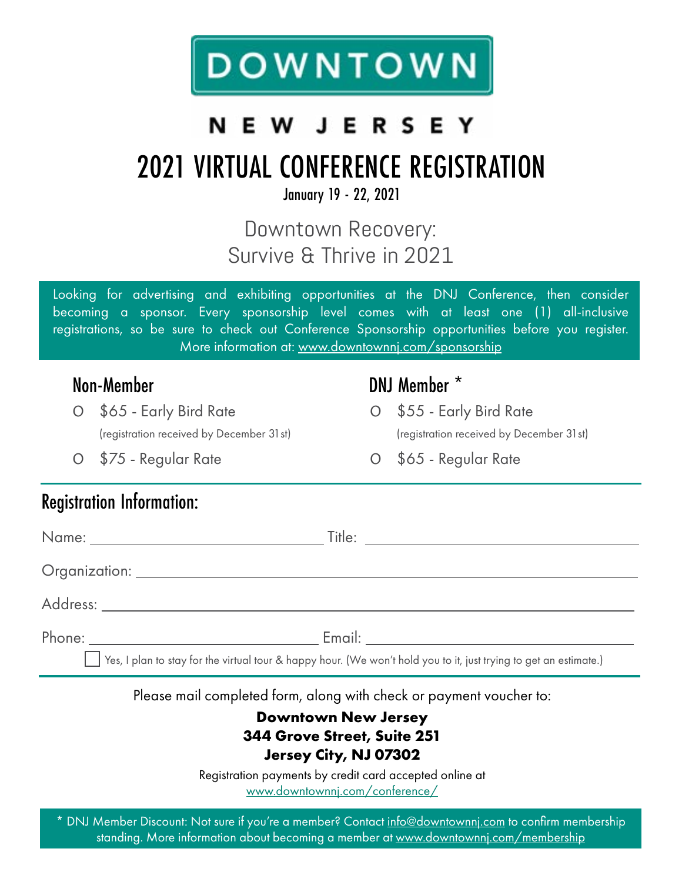# DOWNTOWN

## NEW JERSEY

# 2021 VIRTUAL CONFERENCE REGISTRATION

January 19 - 22, 2021

## Downtown Recovery: Survive & Thrive in 2021

Looking for advertising and exhibiting opportunities at the DNJ Conference, then consider becoming a sponsor. Every sponsorship level comes with at least one (1) all-inclusive registrations, so be sure to check out Conference Sponsorship opportunities before you register. More information at: www.downtownnj.com/sponsorship

### Non-Member

- O $65 - Early Bird Rate
  (registration received by December 31st)
- O $75 - Regular Rate

### DNJ Member *

- O $55 - Early Bird Rate
  (registration received by December 31st)
- O $65 - Regular Rate

## Registration Information:

Name: ______________________________ Title: ______________________________

Organization: ______________________________________________________________

Address: __________________________________________________________________

Phone: ______________________________ Email: ______________________________

☐ Yes, I plan to stay for the virtual tour & happy hour. (We won't hold you to it, just trying to get an estimate.)

Please mail completed form, along with check or payment voucher to:

**Downtown New Jersey**
**344 Grove Street, Suite 251**
**Jersey City, NJ 07302**

Registration payments by credit card accepted online at
www.downtownnj.com/conference/

* DNJ Member Discount: Not sure if you're a member? Contact info@downtownnj.com to confirm membership standing. More information about becoming a member at www.downtownnj.com/membership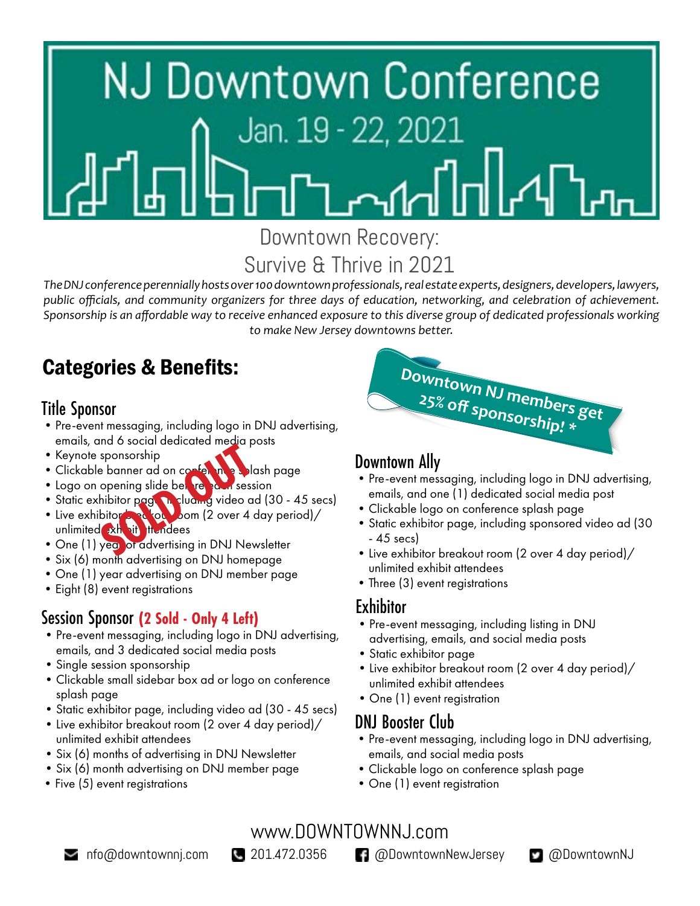# NJ Downtown Conference

Jan. 19 - 22, 2021

## Downtown Recovery: Survive & Thrive in 2021

*The DNJ conference perennially hosts over 100 downtown professionals, real estate experts, designers, developers, lawyers, public officials, and community organizers for three days of education, networking, and celebration of achievement. Sponsorship is an affordable way to receive enhanced exposure to this diverse group of dedicated professionals working to make New Jersey downtowns better.*

## Categories & Benefits:

**Downtown NJ members get 25% off sponsorship! \***

### Title Sponsor

**SOLD OUT**

- Pre-event messaging, including logo in DNJ advertising, emails, and 6 social dedicated media posts
- Keynote sponsorship
- Clickable banner ad on conference splash page
- Logo on opening slide before each session
- Static exhibitor page, including video ad (30 - 45 secs)
- Live exhibitor breakout room (2 over 4 day period)/ unlimited exhibit attendees
- One (1) year of advertising in DNJ Newsletter
- Six (6) month advertising on DNJ homepage
- One (1) year advertising on DNJ member page
- Eight (8) event registrations

### Session Sponsor **(2 Sold - Only 4 Left)**

- Pre-event messaging, including logo in DNJ advertising, emails, and 3 dedicated social media posts
- Single session sponsorship
- Clickable small sidebar box ad or logo on conference splash page
- Static exhibitor page, including video ad (30 - 45 secs)
- Live exhibitor breakout room (2 over 4 day period)/ unlimited exhibit attendees
- Six (6) months of advertising in DNJ Newsletter
- Six (6) month advertising on DNJ member page
- Five (5) event registrations

### Downtown Ally

- Pre-event messaging, including logo in DNJ advertising, emails, and one (1) dedicated social media post
- Clickable logo on conference splash page
- Static exhibitor page, including sponsored video ad (30 - 45 secs)
- Live exhibitor breakout room (2 over 4 day period)/ unlimited exhibit attendees
- Three (3) event registrations

### Exhibitor

- Pre-event messaging, including listing in DNJ advertising, emails, and social media posts
- Static exhibitor page
- Live exhibitor breakout room (2 over 4 day period)/ unlimited exhibit attendees
- One (1) event registration

### DNJ Booster Club

- Pre-event messaging, including logo in DNJ advertising, emails, and social media posts
- Clickable logo on conference splash page
- One (1) event registration

www.DOWNTOWNNJ.com

nfo@downtownnj.com | 201.472.0356 | @DowntownNewJersey | @DowntownNJ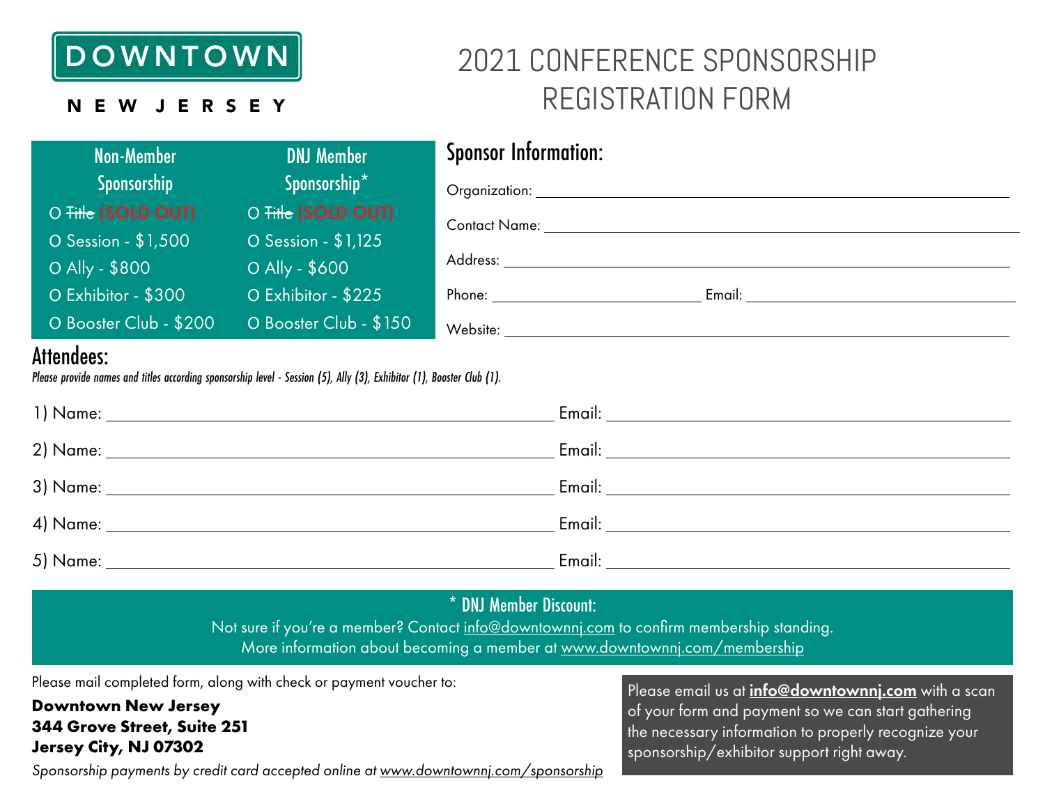DOWNTOWN

NEW JERSEY

# 2021 CONFERENCE SPONSORSHIP REGISTRATION FORM

| Non-Member Sponsorship | DNJ Member Sponsorship* |
|---|---|
| O ~~Title~~ (SOLD OUT) | O ~~Title~~ (SOLD OUT) |
| O Session - $1,500 | O Session - $1,125 |
| O Ally - $800 | O Ally - $600 |
| O Exhibitor - $300 | O Exhibitor - $225 |
| O Booster Club - $200 | O Booster Club - $150 |

## Sponsor Information:

Organization: ______________________________

Contact Name: ______________________________

Address: ______________________________

Phone: ______________ Email: ______________

Website: ______________________________

## Attendees:

*Please provide names and titles according sponsorship level - Session (5), Ally (3), Exhibitor (1), Booster Club (1).*

1) Name: ______________________________ Email: ______________________________

2) Name: ______________________________ Email: ______________________________

3) Name: ______________________________ Email: ______________________________

4) Name: ______________________________ Email: ______________________________

5) Name: ______________________________ Email: ______________________________

### * DNJ Member Discount:

Not sure if you're a member? Contact info@downtownnj.com to confirm membership standing.
More information about becoming a member at www.downtownnj.com/membership

Please mail completed form, along with check or payment voucher to:

**Downtown New Jersey**
**344 Grove Street, Suite 251**
**Jersey City, NJ 07302**

*Sponsorship payments by credit card accepted online at www.downtownnj.com/sponsorship*

Please email us at **info@downtownnj.com** with a scan of your form and payment so we can start gathering the necessary information to properly recognize your sponsorship/exhibitor support right away.